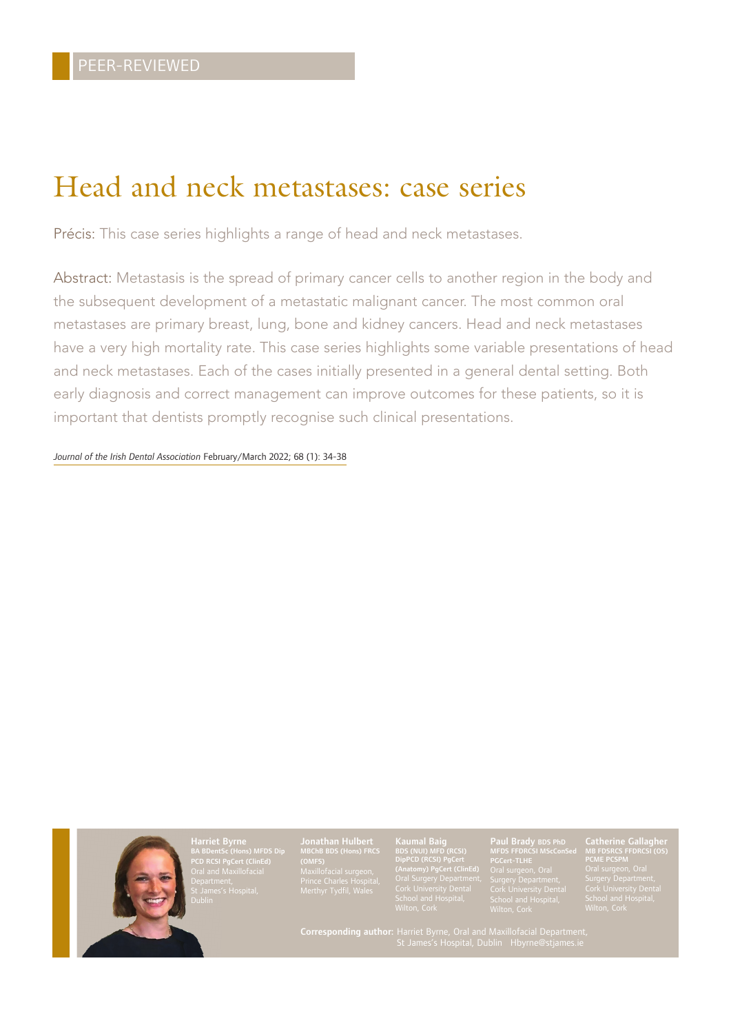PEER-REVIEWED

# Head and neck metastases: case series

Précis: This case series highlights a range of head and neck metastases.

Abstract: Metastasis is the spread of primary cancer cells to another region in the body and the subsequent development of a metastatic malignant cancer. The most common oral metastases are primary breast, lung, bone and kidney cancers. Head and neck metastases have a very high mortality rate. This case series highlights some variable presentations of head and neck metastases. Each of the cases initially presented in a general dental setting. Both early diagnosis and correct management can improve outcomes for these patients, so it is important that dentists promptly recognise such clinical presentations.

*Journal of the Irish Dental Association* February/March 2022; 68 (1): 34-38

**Harriet Byrne**
BA BDentSc (Hons) MFDS Dip PCD RCSI PgCert (ClinEd)
Oral and Maxillofacial Department, St James's Hospital, Dublin

**Jonathan Hulbert**
MBChB BDS (Hons) FRCS (OMFS)
Maxillofacial surgeon, Prince Charles Hospital, Merthyr Tydfil, Wales

**Kaumal Baig**
BDS (NUI) MFD (RCSI) DipPCD (RCSI) PgCert (Anatomy) PgCert (ClinEd)
Oral Surgery Department, Cork University Dental School and Hospital, Wilton, Cork

**Paul Brady** BDS PhD MFDS FFDRCSI MScConSed PGCert-TLHE
Oral surgeon, Oral Surgery Department, Cork University Dental School and Hospital, Wilton, Cork

**Catherine Gallagher**
MB FDSRCS FFDRCSI (OS) PCME PCSPM
Oral surgeon, Oral Surgery Department, Cork University Dental School and Hospital, Wilton, Cork

**Corresponding author:** Harriet Byrne, Oral and Maxillofacial Department, St James's Hospital, Dublin Hbyrne@stjames.ie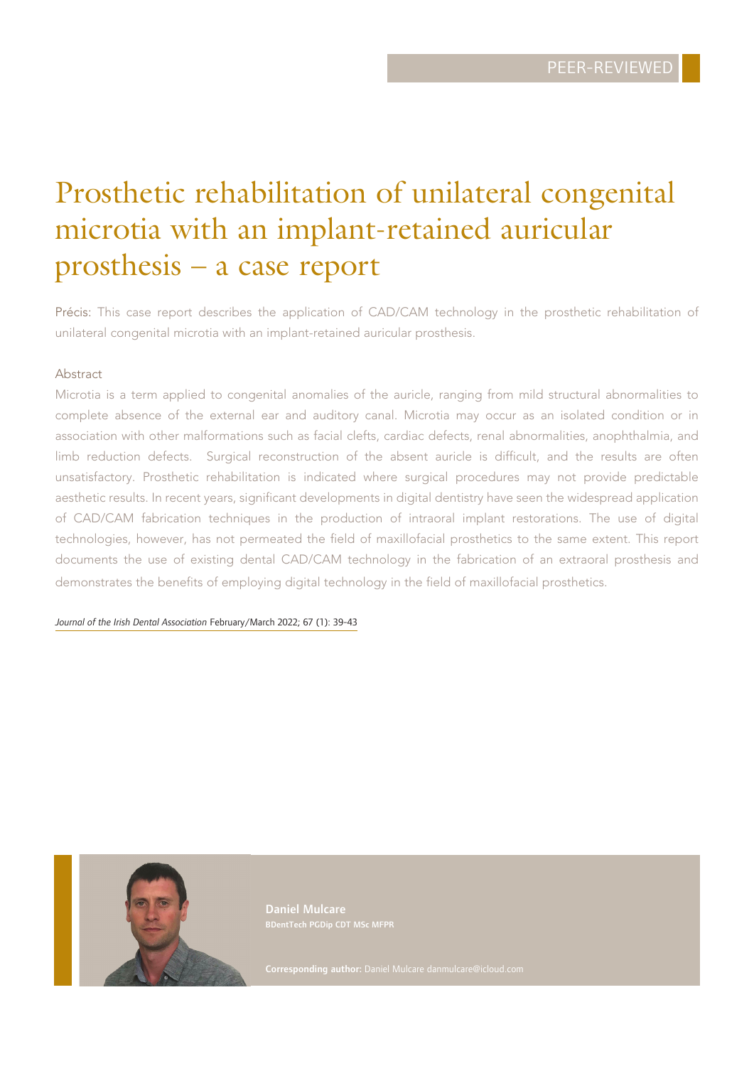# Prosthetic rehabilitation of unilateral congenital microtia with an implant-retained auricular prosthesis – a case report

Précis: This case report describes the application of CAD/CAM technology in the prosthetic rehabilitation of unilateral congenital microtia with an implant-retained auricular prosthesis.

## Abstract

Microtia is a term applied to congenital anomalies of the auricle, ranging from mild structural abnormalities to complete absence of the external ear and auditory canal. Microtia may occur as an isolated condition or in association with other malformations such as facial clefts, cardiac defects, renal abnormalities, anophthalmia, and limb reduction defects. Surgical reconstruction of the absent auricle is difficult, and the results are often unsatisfactory. Prosthetic rehabilitation is indicated where surgical procedures may not provide predictable aesthetic results. In recent years, significant developments in digital dentistry have seen the widespread application of CAD/CAM fabrication techniques in the production of intraoral implant restorations. The use of digital technologies, however, has not permeated the field of maxillofacial prosthetics to the same extent. This report documents the use of existing dental CAD/CAM technology in the fabrication of an extraoral prosthesis and demonstrates the benefits of employing digital technology in the field of maxillofacial prosthetics.

*Journal of the Irish Dental Association* February/March 2022; 67 (1): 39-43

**Daniel Mulcare**
**BDentTech PGDip CDT MSc MFPR**

**Corresponding author:** Daniel Mulcare danmulcare@icloud.com